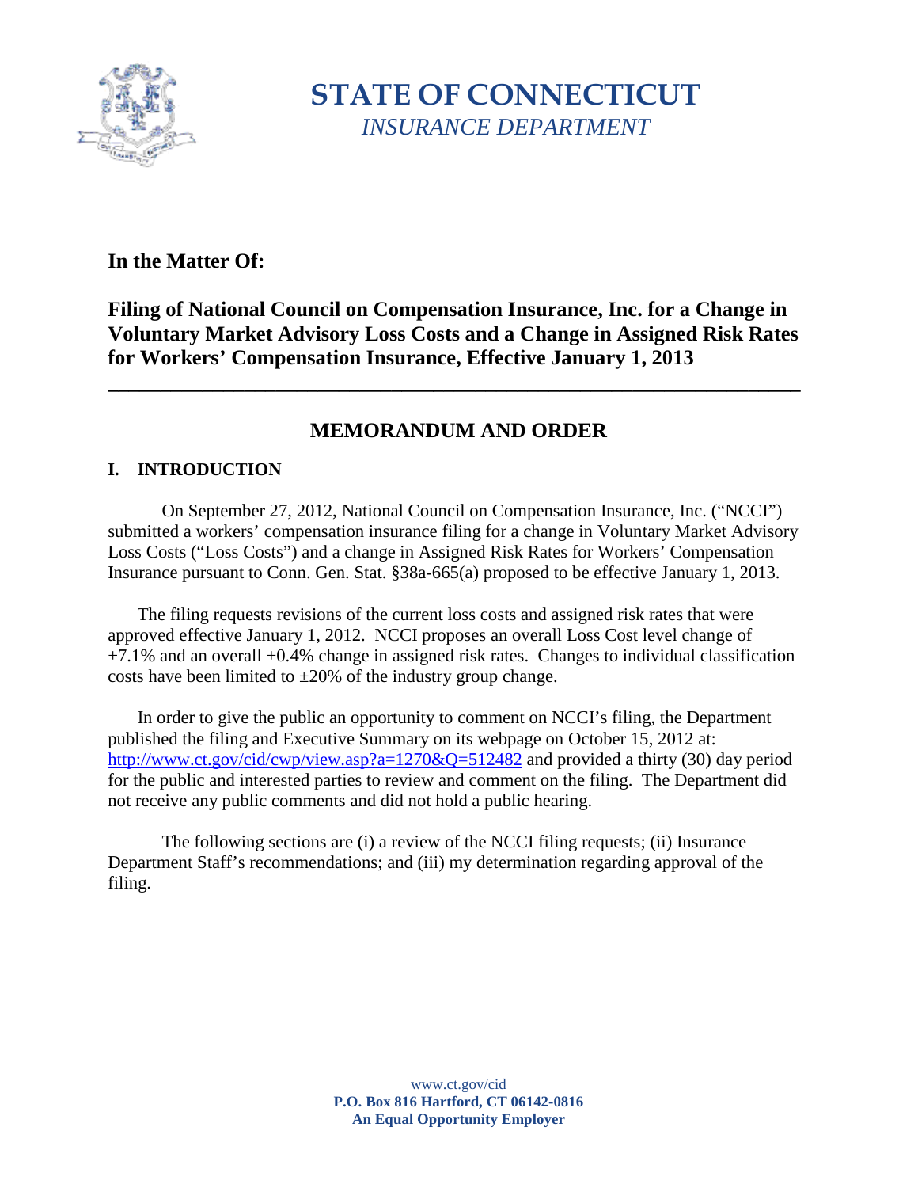# STATE OF CONNECTICUT
*INSURANCE DEPARTMENT*

**In the Matter Of:**

**Filing of National Council on Compensation Insurance, Inc. for a Change in Voluntary Market Advisory Loss Costs and a Change in Assigned Risk Rates for Workers' Compensation Insurance, Effective January 1, 2013**

---

## MEMORANDUM AND ORDER

### I. INTRODUCTION

On September 27, 2012, National Council on Compensation Insurance, Inc. ("NCCI") submitted a workers' compensation insurance filing for a change in Voluntary Market Advisory Loss Costs ("Loss Costs") and a change in Assigned Risk Rates for Workers' Compensation Insurance pursuant to Conn. Gen. Stat. §38a-665(a) proposed to be effective January 1, 2013.

The filing requests revisions of the current loss costs and assigned risk rates that were approved effective January 1, 2012. NCCI proposes an overall Loss Cost level change of +7.1% and an overall +0.4% change in assigned risk rates. Changes to individual classification costs have been limited to ±20% of the industry group change.

In order to give the public an opportunity to comment on NCCI's filing, the Department published the filing and Executive Summary on its webpage on October 15, 2012 at: http://www.ct.gov/cid/cwp/view.asp?a=1270&Q=512482 and provided a thirty (30) day period for the public and interested parties to review and comment on the filing. The Department did not receive any public comments and did not hold a public hearing.

The following sections are (i) a review of the NCCI filing requests; (ii) Insurance Department Staff's recommendations; and (iii) my determination regarding approval of the filing.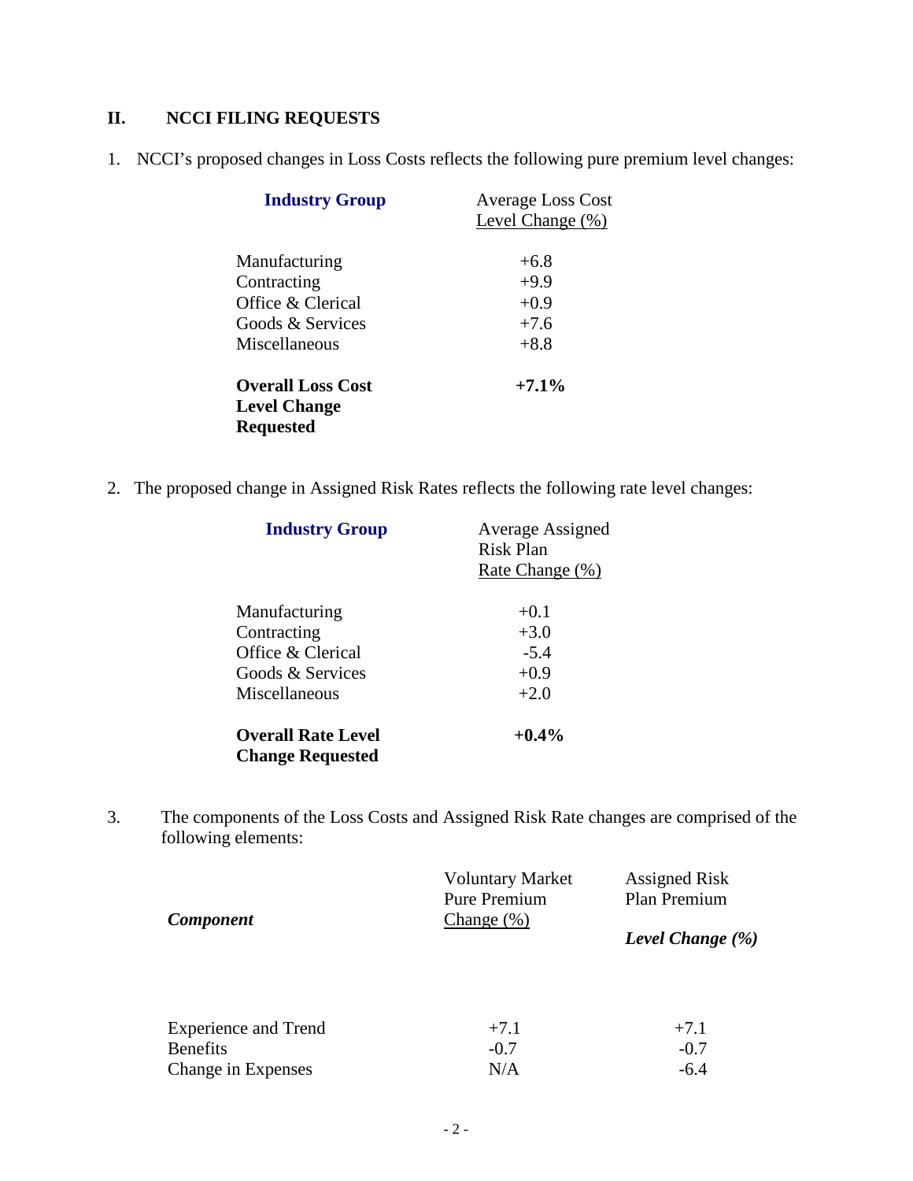## II. NCCI FILING REQUESTS

1. NCCI's proposed changes in Loss Costs reflects the following pure premium level changes:

| **Industry Group** | Average Loss Cost Level Change (%) |
|---|---|
| Manufacturing | +6.8 |
| Contracting | +9.9 |
| Office & Clerical | +0.9 |
| Goods & Services | +7.6 |
| Miscellaneous | +8.8 |
| **Overall Loss Cost Level Change Requested** | **+7.1%** |

2. The proposed change in Assigned Risk Rates reflects the following rate level changes:

| **Industry Group** | Average Assigned Risk Plan Rate Change (%) |
|---|---|
| Manufacturing | +0.1 |
| Contracting | +3.0 |
| Office & Clerical | -5.4 |
| Goods & Services | +0.9 |
| Miscellaneous | +2.0 |
| **Overall Rate Level Change Requested** | **+0.4%** |

3. The components of the Loss Costs and Assigned Risk Rate changes are comprised of the following elements:

| ***Component*** | Voluntary Market Pure Premium Change (%) | Assigned Risk Plan Premium ***Level Change (%)*** |
|---|---|---|
| Experience and Trend | +7.1 | +7.1 |
| Benefits | -0.7 | -0.7 |
| Change in Expenses | N/A | -6.4 |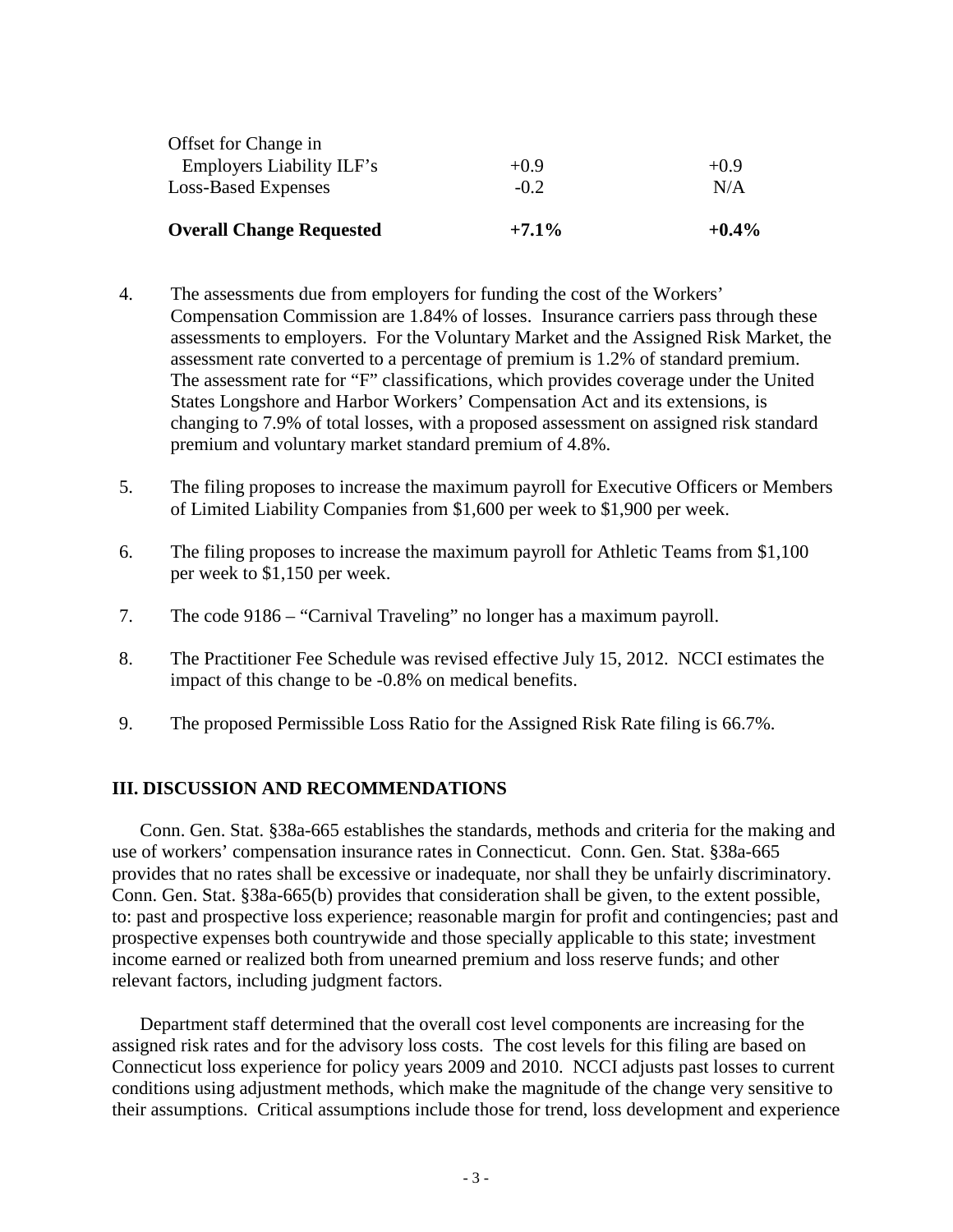| | | |
|---|---|---|
| Offset for Change in Employers Liability ILF's | +0.9 | +0.9 |
| Loss-Based Expenses | -0.2 | N/A |
| **Overall Change Requested** | **+7.1%** | **+0.4%** |

4. The assessments due from employers for funding the cost of the Workers' Compensation Commission are 1.84% of losses. Insurance carriers pass through these assessments to employers. For the Voluntary Market and the Assigned Risk Market, the assessment rate converted to a percentage of premium is 1.2% of standard premium. The assessment rate for "F" classifications, which provides coverage under the United States Longshore and Harbor Workers' Compensation Act and its extensions, is changing to 7.9% of total losses, with a proposed assessment on assigned risk standard premium and voluntary market standard premium of 4.8%.

5. The filing proposes to increase the maximum payroll for Executive Officers or Members of Limited Liability Companies from $1,600 per week to $1,900 per week.

6. The filing proposes to increase the maximum payroll for Athletic Teams from $1,100 per week to $1,150 per week.

7. The code 9186 – "Carnival Traveling" no longer has a maximum payroll.

8. The Practitioner Fee Schedule was revised effective July 15, 2012. NCCI estimates the impact of this change to be -0.8% on medical benefits.

9. The proposed Permissible Loss Ratio for the Assigned Risk Rate filing is 66.7%.

## III. DISCUSSION AND RECOMMENDATIONS

Conn. Gen. Stat. §38a-665 establishes the standards, methods and criteria for the making and use of workers' compensation insurance rates in Connecticut. Conn. Gen. Stat. §38a-665 provides that no rates shall be excessive or inadequate, nor shall they be unfairly discriminatory. Conn. Gen. Stat. §38a-665(b) provides that consideration shall be given, to the extent possible, to: past and prospective loss experience; reasonable margin for profit and contingencies; past and prospective expenses both countrywide and those specially applicable to this state; investment income earned or realized both from unearned premium and loss reserve funds; and other relevant factors, including judgment factors.

Department staff determined that the overall cost level components are increasing for the assigned risk rates and for the advisory loss costs. The cost levels for this filing are based on Connecticut loss experience for policy years 2009 and 2010. NCCI adjusts past losses to current conditions using adjustment methods, which make the magnitude of the change very sensitive to their assumptions. Critical assumptions include those for trend, loss development and experience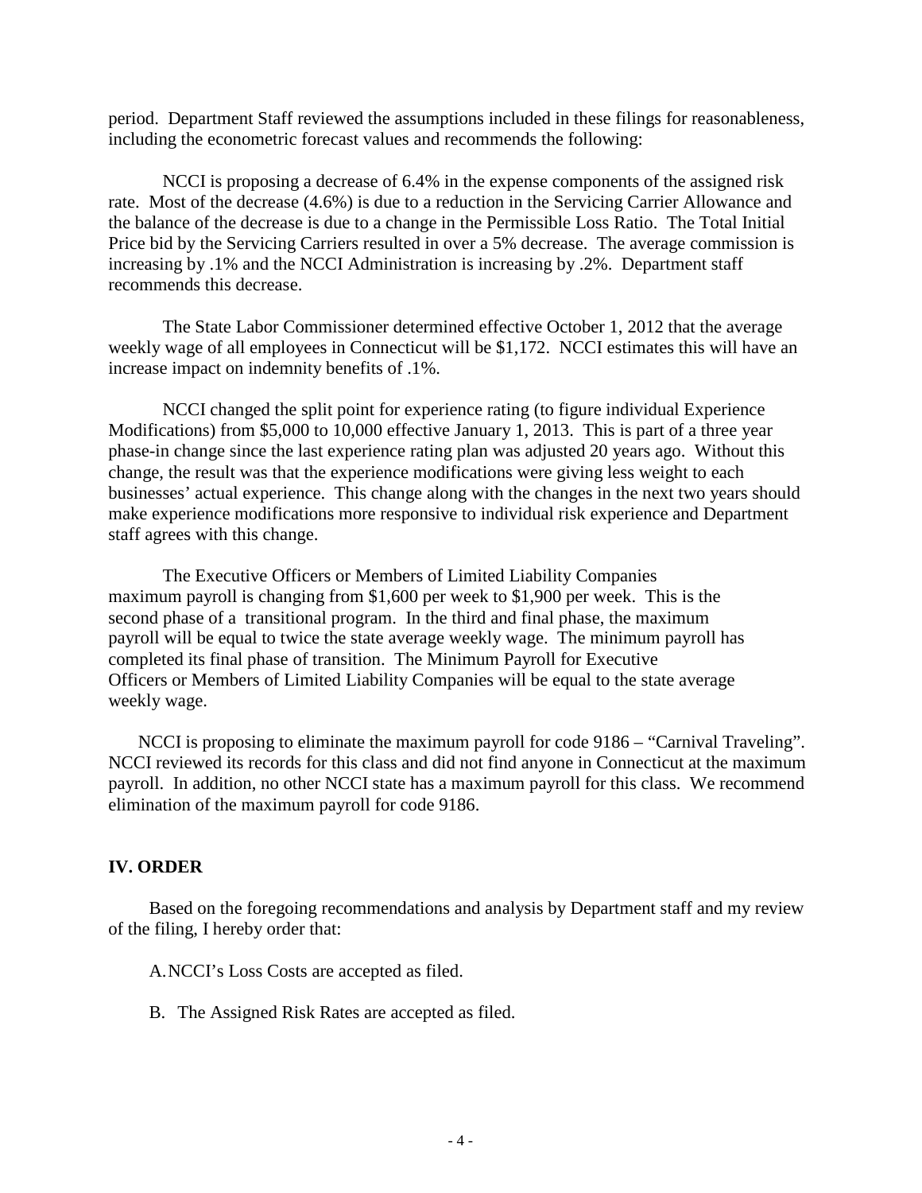period. Department Staff reviewed the assumptions included in these filings for reasonableness, including the econometric forecast values and recommends the following:

NCCI is proposing a decrease of 6.4% in the expense components of the assigned risk rate. Most of the decrease (4.6%) is due to a reduction in the Servicing Carrier Allowance and the balance of the decrease is due to a change in the Permissible Loss Ratio. The Total Initial Price bid by the Servicing Carriers resulted in over a 5% decrease. The average commission is increasing by .1% and the NCCI Administration is increasing by .2%. Department staff recommends this decrease.

The State Labor Commissioner determined effective October 1, 2012 that the average weekly wage of all employees in Connecticut will be $1,172. NCCI estimates this will have an increase impact on indemnity benefits of .1%.

NCCI changed the split point for experience rating (to figure individual Experience Modifications) from $5,000 to 10,000 effective January 1, 2013. This is part of a three year phase-in change since the last experience rating plan was adjusted 20 years ago. Without this change, the result was that the experience modifications were giving less weight to each businesses' actual experience. This change along with the changes in the next two years should make experience modifications more responsive to individual risk experience and Department staff agrees with this change.

The Executive Officers or Members of Limited Liability Companies maximum payroll is changing from $1,600 per week to $1,900 per week. This is the second phase of a transitional program. In the third and final phase, the maximum payroll will be equal to twice the state average weekly wage. The minimum payroll has completed its final phase of transition. The Minimum Payroll for Executive Officers or Members of Limited Liability Companies will be equal to the state average weekly wage.

NCCI is proposing to eliminate the maximum payroll for code 9186 – "Carnival Traveling". NCCI reviewed its records for this class and did not find anyone in Connecticut at the maximum payroll. In addition, no other NCCI state has a maximum payroll for this class. We recommend elimination of the maximum payroll for code 9186.

## IV. ORDER

Based on the foregoing recommendations and analysis by Department staff and my review of the filing, I hereby order that:

A. NCCI's Loss Costs are accepted as filed.

B. The Assigned Risk Rates are accepted as filed.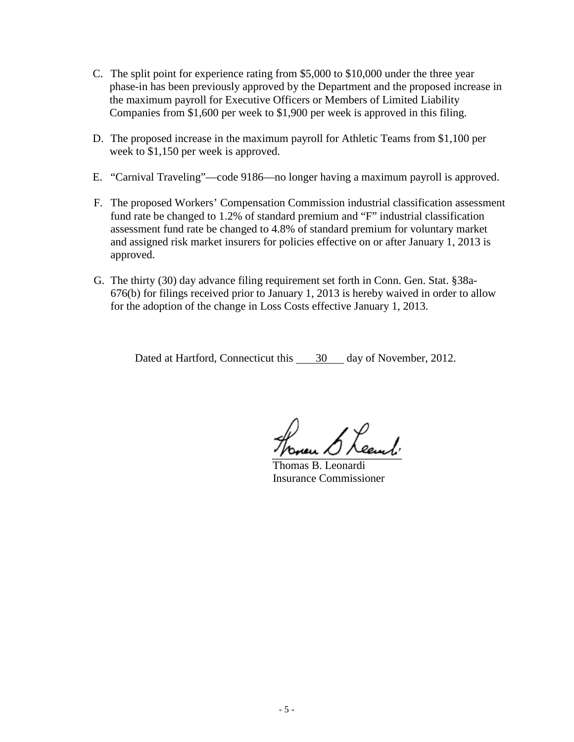C. The split point for experience rating from \$5,000 to \$10,000 under the three year phase-in has been previously approved by the Department and the proposed increase in the maximum payroll for Executive Officers or Members of Limited Liability Companies from \$1,600 per week to \$1,900 per week is approved in this filing.

D. The proposed increase in the maximum payroll for Athletic Teams from \$1,100 per week to \$1,150 per week is approved.

E. "Carnival Traveling"—code 9186—no longer having a maximum payroll is approved.

F. The proposed Workers' Compensation Commission industrial classification assessment fund rate be changed to 1.2% of standard premium and "F" industrial classification assessment fund rate be changed to 4.8% of standard premium for voluntary market and assigned risk market insurers for policies effective on or after January 1, 2013 is approved.

G. The thirty (30) day advance filing requirement set forth in Conn. Gen. Stat. §38a-676(b) for filings received prior to January 1, 2013 is hereby waived in order to allow for the adoption of the change in Loss Costs effective January 1, 2013.

Dated at Hartford, Connecticut this 30 day of November, 2012.

Thomas B. Leonardi
Insurance Commissioner